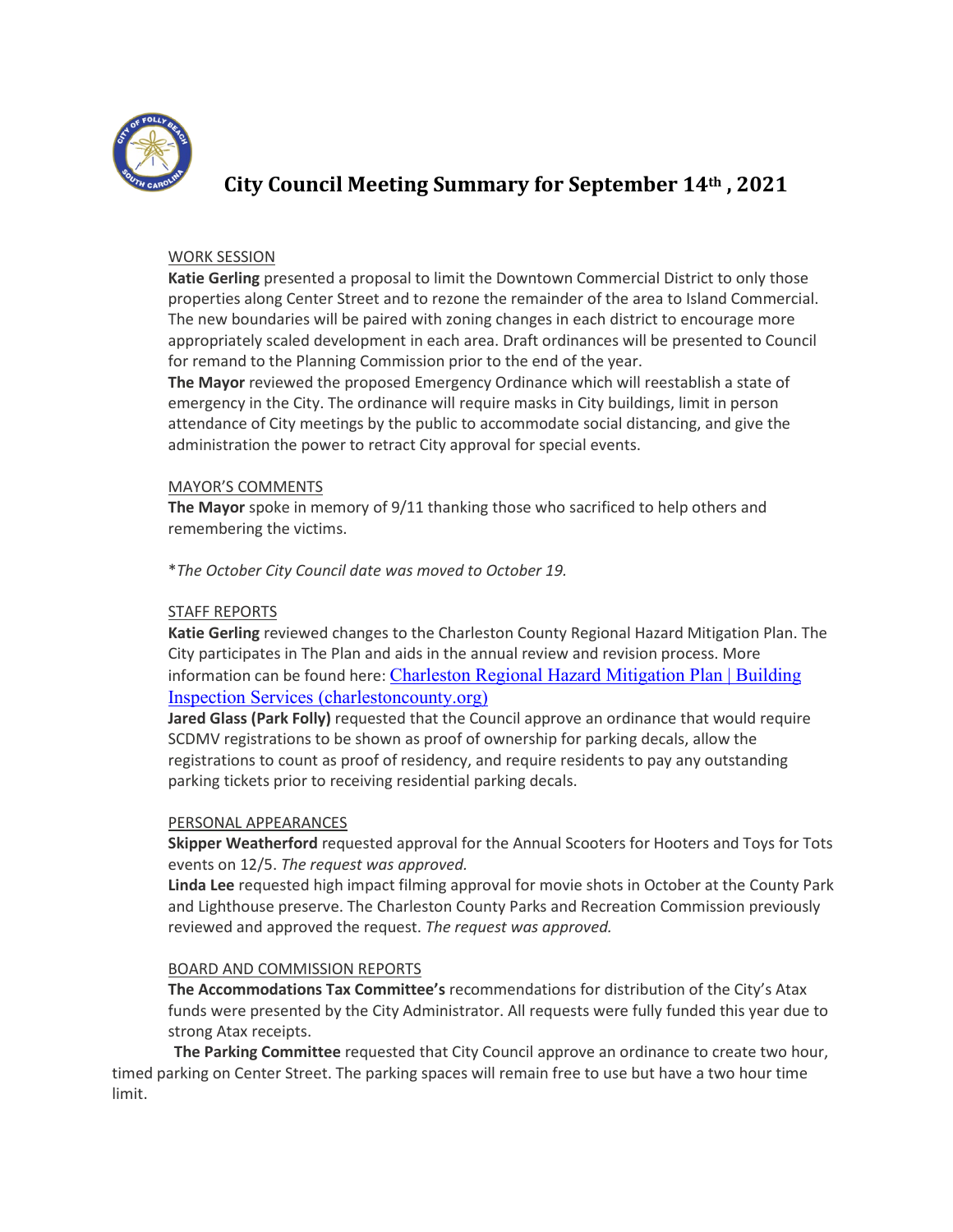# City Council Meeting Summary for September 14th , 2021

WORK SESSION

**Katie Gerling** presented a proposal to limit the Downtown Commercial District to only those properties along Center Street and to rezone the remainder of the area to Island Commercial. The new boundaries will be paired with zoning changes in each district to encourage more appropriately scaled development in each area. Draft ordinances will be presented to Council for remand to the Planning Commission prior to the end of the year.

**The Mayor** reviewed the proposed Emergency Ordinance which will reestablish a state of emergency in the City. The ordinance will require masks in City buildings, limit in person attendance of City meetings by the public to accommodate social distancing, and give the administration the power to retract City approval for special events.

MAYOR'S COMMENTS

**The Mayor** spoke in memory of 9/11 thanking those who sacrificed to help others and remembering the victims.

**The October City Council date was moved to October 19.*

STAFF REPORTS

**Katie Gerling** reviewed changes to the Charleston County Regional Hazard Mitigation Plan. The City participates in The Plan and aids in the annual review and revision process. More information can be found here: Charleston Regional Hazard Mitigation Plan | Building Inspection Services (charlestoncounty.org)

**Jared Glass (Park Folly)** requested that the Council approve an ordinance that would require SCDMV registrations to be shown as proof of ownership for parking decals, allow the registrations to count as proof of residency, and require residents to pay any outstanding parking tickets prior to receiving residential parking decals.

PERSONAL APPEARANCES

**Skipper Weatherford** requested approval for the Annual Scooters for Hooters and Toys for Tots events on 12/5. *The request was approved.*

**Linda Lee** requested high impact filming approval for movie shots in October at the County Park and Lighthouse preserve. The Charleston County Parks and Recreation Commission previously reviewed and approved the request. *The request was approved.*

BOARD AND COMMISSION REPORTS

**The Accommodations Tax Committee's** recommendations for distribution of the City's Atax funds were presented by the City Administrator. All requests were fully funded this year due to strong Atax receipts.

**The Parking Committee** requested that City Council approve an ordinance to create two hour, timed parking on Center Street. The parking spaces will remain free to use but have a two hour time limit.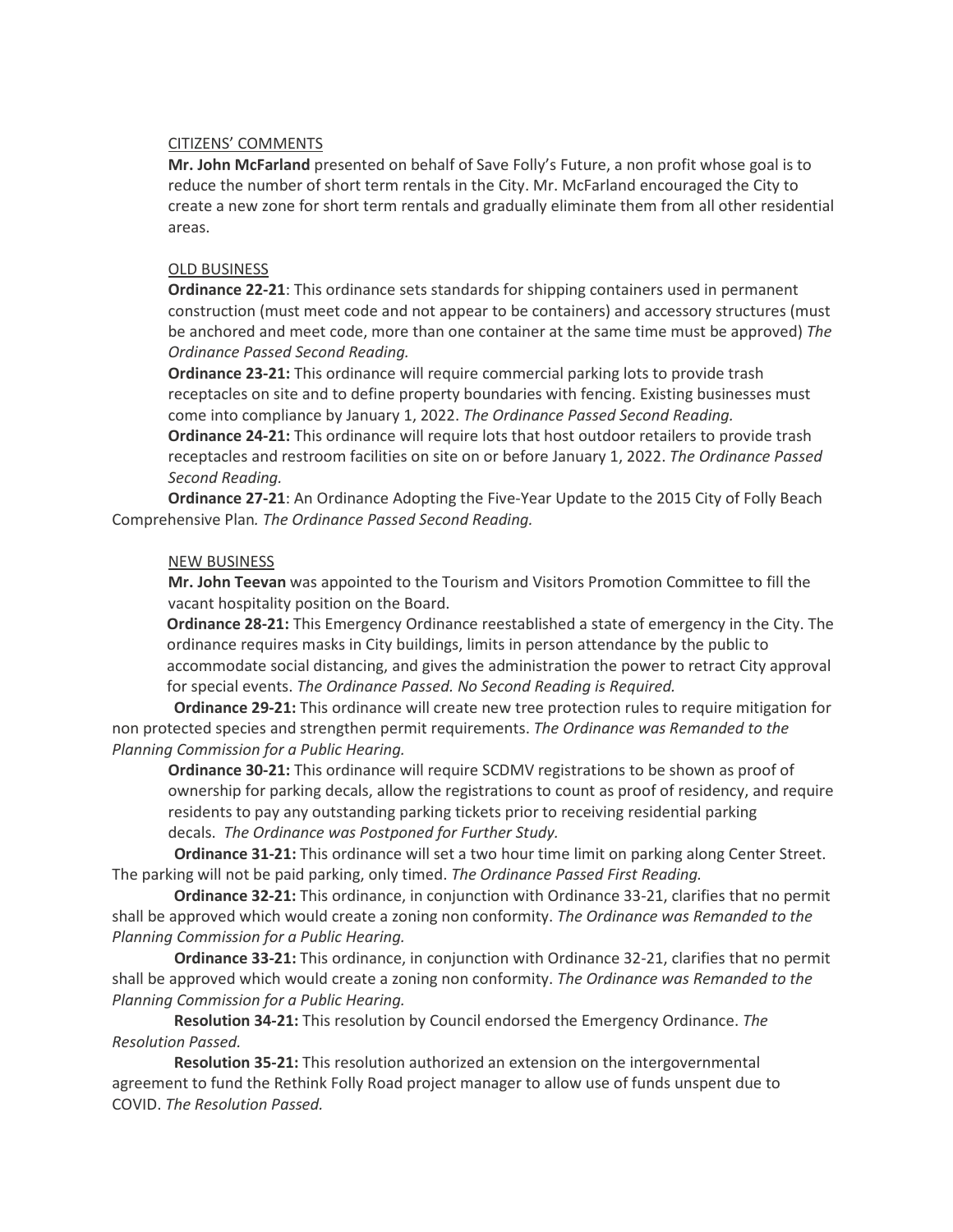CITIZENS' COMMENTS

**Mr. John McFarland** presented on behalf of Save Folly's Future, a non profit whose goal is to reduce the number of short term rentals in the City. Mr. McFarland encouraged the City to create a new zone for short term rentals and gradually eliminate them from all other residential areas.

OLD BUSINESS

**Ordinance 22-21**: This ordinance sets standards for shipping containers used in permanent construction (must meet code and not appear to be containers) and accessory structures (must be anchored and meet code, more than one container at the same time must be approved) *The Ordinance Passed Second Reading.*

**Ordinance 23-21:** This ordinance will require commercial parking lots to provide trash receptacles on site and to define property boundaries with fencing. Existing businesses must come into compliance by January 1, 2022. *The Ordinance Passed Second Reading.*

**Ordinance 24-21:** This ordinance will require lots that host outdoor retailers to provide trash receptacles and restroom facilities on site on or before January 1, 2022. *The Ordinance Passed Second Reading.*

**Ordinance 27-21**: An Ordinance Adopting the Five-Year Update to the 2015 City of Folly Beach Comprehensive Plan*. The Ordinance Passed Second Reading.*

NEW BUSINESS

**Mr. John Teevan** was appointed to the Tourism and Visitors Promotion Committee to fill the vacant hospitality position on the Board.

**Ordinance 28-21:** This Emergency Ordinance reestablished a state of emergency in the City. The ordinance requires masks in City buildings, limits in person attendance by the public to accommodate social distancing, and gives the administration the power to retract City approval for special events. *The Ordinance Passed. No Second Reading is Required.*

**Ordinance 29-21:** This ordinance will create new tree protection rules to require mitigation for non protected species and strengthen permit requirements. *The Ordinance was Remanded to the Planning Commission for a Public Hearing.*

**Ordinance 30-21:** This ordinance will require SCDMV registrations to be shown as proof of ownership for parking decals, allow the registrations to count as proof of residency, and require residents to pay any outstanding parking tickets prior to receiving residential parking decals. *The Ordinance was Postponed for Further Study.*

**Ordinance 31-21:** This ordinance will set a two hour time limit on parking along Center Street. The parking will not be paid parking, only timed. *The Ordinance Passed First Reading.*

**Ordinance 32-21:** This ordinance, in conjunction with Ordinance 33-21, clarifies that no permit shall be approved which would create a zoning non conformity. *The Ordinance was Remanded to the Planning Commission for a Public Hearing.*

**Ordinance 33-21:** This ordinance, in conjunction with Ordinance 32-21, clarifies that no permit shall be approved which would create a zoning non conformity. *The Ordinance was Remanded to the Planning Commission for a Public Hearing.*

**Resolution 34-21:** This resolution by Council endorsed the Emergency Ordinance. *The Resolution Passed.*

**Resolution 35-21:** This resolution authorized an extension on the intergovernmental agreement to fund the Rethink Folly Road project manager to allow use of funds unspent due to COVID. *The Resolution Passed.*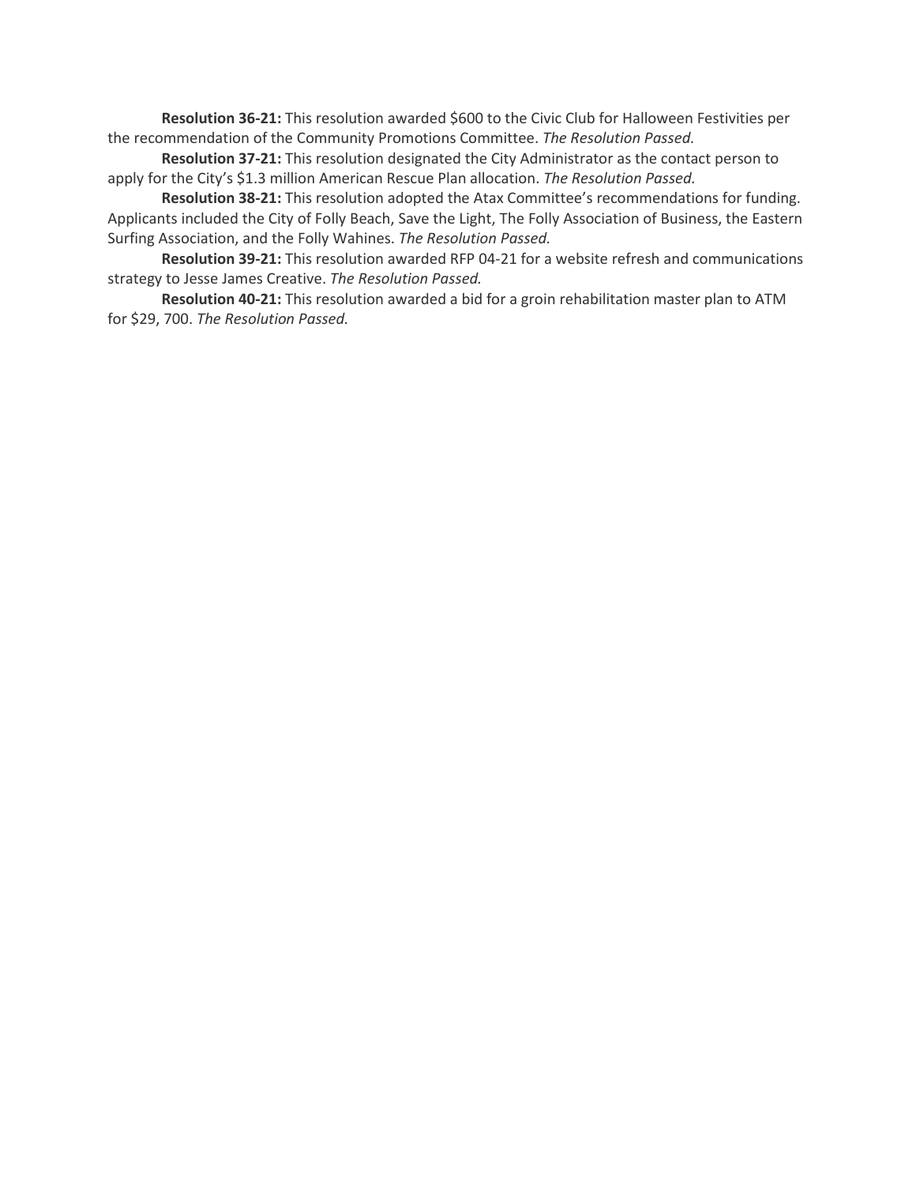**Resolution 36-21:** This resolution awarded $600 to the Civic Club for Halloween Festivities per the recommendation of the Community Promotions Committee. *The Resolution Passed.*

**Resolution 37-21:** This resolution designated the City Administrator as the contact person to apply for the City's $1.3 million American Rescue Plan allocation. *The Resolution Passed.*

**Resolution 38-21:** This resolution adopted the Atax Committee's recommendations for funding. Applicants included the City of Folly Beach, Save the Light, The Folly Association of Business, the Eastern Surfing Association, and the Folly Wahines. *The Resolution Passed.*

**Resolution 39-21:** This resolution awarded RFP 04-21 for a website refresh and communications strategy to Jesse James Creative. *The Resolution Passed.*

**Resolution 40-21:** This resolution awarded a bid for a groin rehabilitation master plan to ATM for $29, 700. *The Resolution Passed.*